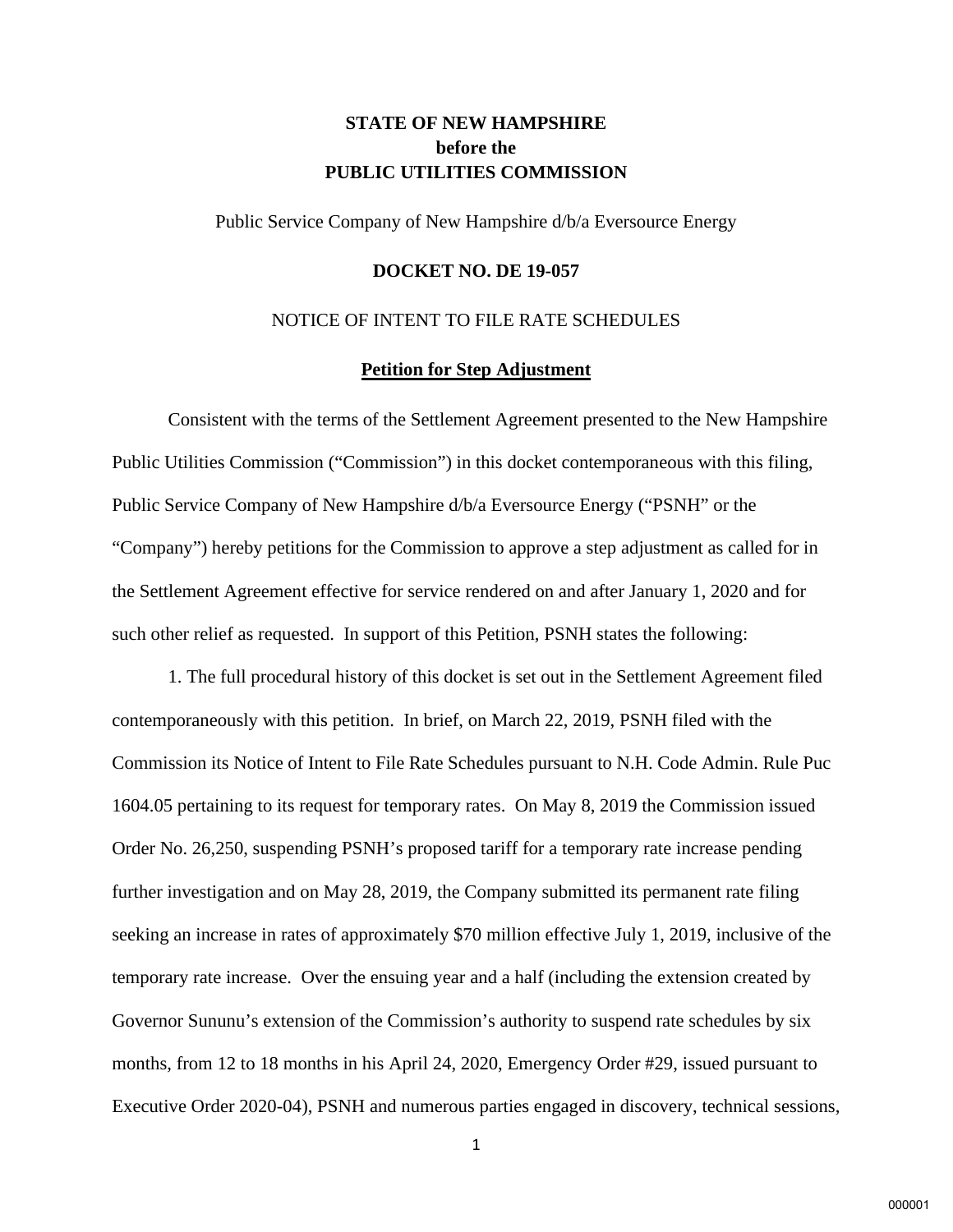**STATE OF NEW HAMPSHIRE**
**before the**
**PUBLIC UTILITIES COMMISSION**

Public Service Company of New Hampshire d/b/a Eversource Energy

**DOCKET NO. DE 19-057**

NOTICE OF INTENT TO FILE RATE SCHEDULES

**<u>Petition for Step Adjustment</u>**

Consistent with the terms of the Settlement Agreement presented to the New Hampshire Public Utilities Commission ("Commission") in this docket contemporaneous with this filing, Public Service Company of New Hampshire d/b/a Eversource Energy ("PSNH" or the "Company") hereby petitions for the Commission to approve a step adjustment as called for in the Settlement Agreement effective for service rendered on and after January 1, 2020 and for such other relief as requested. In support of this Petition, PSNH states the following:

1. The full procedural history of this docket is set out in the Settlement Agreement filed contemporaneously with this petition. In brief, on March 22, 2019, PSNH filed with the Commission its Notice of Intent to File Rate Schedules pursuant to N.H. Code Admin. Rule Puc 1604.05 pertaining to its request for temporary rates. On May 8, 2019 the Commission issued Order No. 26,250, suspending PSNH's proposed tariff for a temporary rate increase pending further investigation and on May 28, 2019, the Company submitted its permanent rate filing seeking an increase in rates of approximately $70 million effective July 1, 2019, inclusive of the temporary rate increase. Over the ensuing year and a half (including the extension created by Governor Sununu's extension of the Commission's authority to suspend rate schedules by six months, from 12 to 18 months in his April 24, 2020, Emergency Order #29, issued pursuant to Executive Order 2020-04), PSNH and numerous parties engaged in discovery, technical sessions,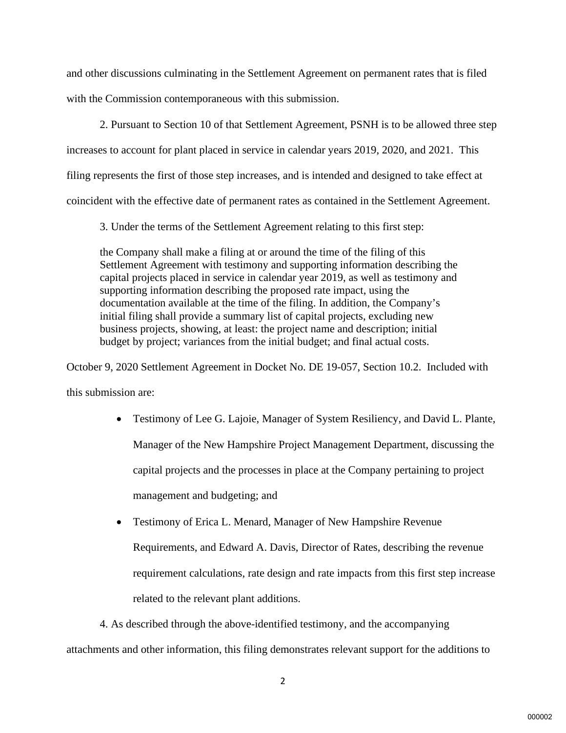and other discussions culminating in the Settlement Agreement on permanent rates that is filed with the Commission contemporaneous with this submission.

2. Pursuant to Section 10 of that Settlement Agreement, PSNH is to be allowed three step increases to account for plant placed in service in calendar years 2019, 2020, and 2021. This filing represents the first of those step increases, and is intended and designed to take effect at coincident with the effective date of permanent rates as contained in the Settlement Agreement.

3. Under the terms of the Settlement Agreement relating to this first step:

> the Company shall make a filing at or around the time of the filing of this Settlement Agreement with testimony and supporting information describing the capital projects placed in service in calendar year 2019, as well as testimony and supporting information describing the proposed rate impact, using the documentation available at the time of the filing. In addition, the Company's initial filing shall provide a summary list of capital projects, excluding new business projects, showing, at least: the project name and description; initial budget by project; variances from the initial budget; and final actual costs.

October 9, 2020 Settlement Agreement in Docket No. DE 19-057, Section 10.2. Included with this submission are:

- Testimony of Lee G. Lajoie, Manager of System Resiliency, and David L. Plante, Manager of the New Hampshire Project Management Department, discussing the capital projects and the processes in place at the Company pertaining to project management and budgeting; and
- Testimony of Erica L. Menard, Manager of New Hampshire Revenue Requirements, and Edward A. Davis, Director of Rates, describing the revenue requirement calculations, rate design and rate impacts from this first step increase related to the relevant plant additions.

4. As described through the above-identified testimony, and the accompanying attachments and other information, this filing demonstrates relevant support for the additions to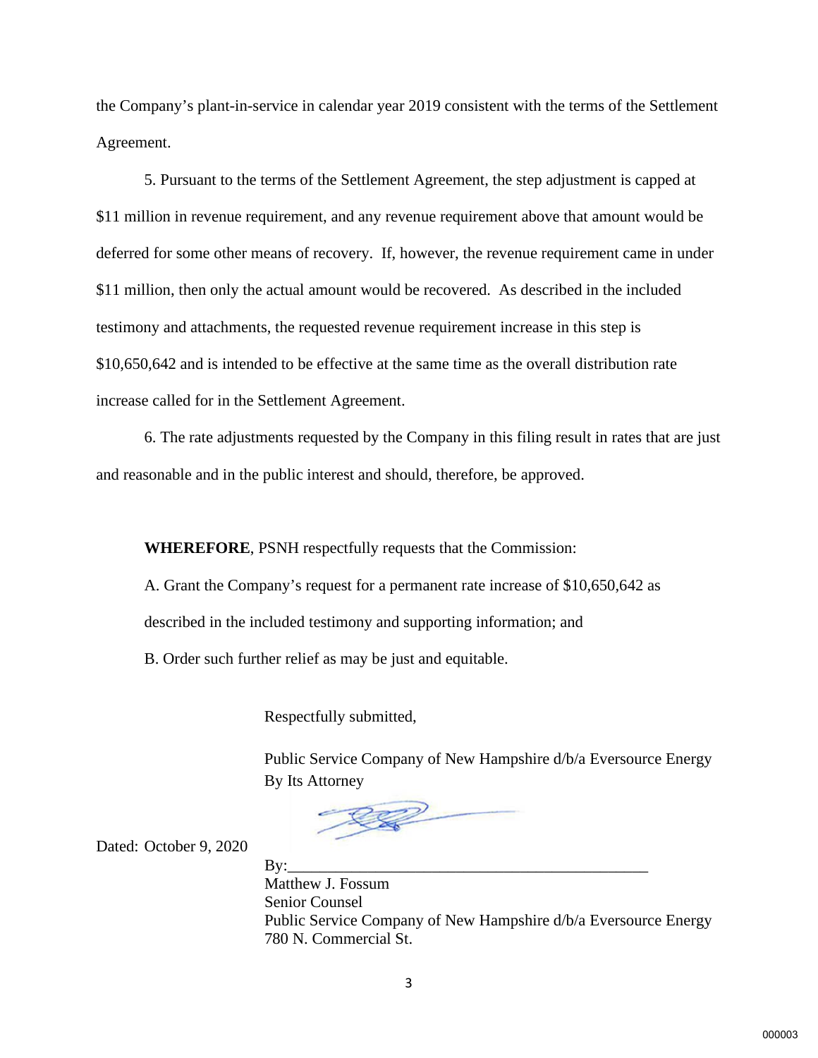the Company's plant-in-service in calendar year 2019 consistent with the terms of the Settlement Agreement.

5. Pursuant to the terms of the Settlement Agreement, the step adjustment is capped at $11 million in revenue requirement, and any revenue requirement above that amount would be deferred for some other means of recovery. If, however, the revenue requirement came in under $11 million, then only the actual amount would be recovered. As described in the included testimony and attachments, the requested revenue requirement increase in this step is $10,650,642 and is intended to be effective at the same time as the overall distribution rate increase called for in the Settlement Agreement.

6. The rate adjustments requested by the Company in this filing result in rates that are just and reasonable and in the public interest and should, therefore, be approved.

**WHEREFORE**, PSNH respectfully requests that the Commission:

A. Grant the Company's request for a permanent rate increase of $10,650,642 as described in the included testimony and supporting information; and

B. Order such further relief as may be just and equitable.

Respectfully submitted,

Public Service Company of New Hampshire d/b/a Eversource Energy
By Its Attorney

Dated: October 9, 2020

By:_______________________________________________
Matthew J. Fossum
Senior Counsel
Public Service Company of New Hampshire d/b/a Eversource Energy
780 N. Commercial St.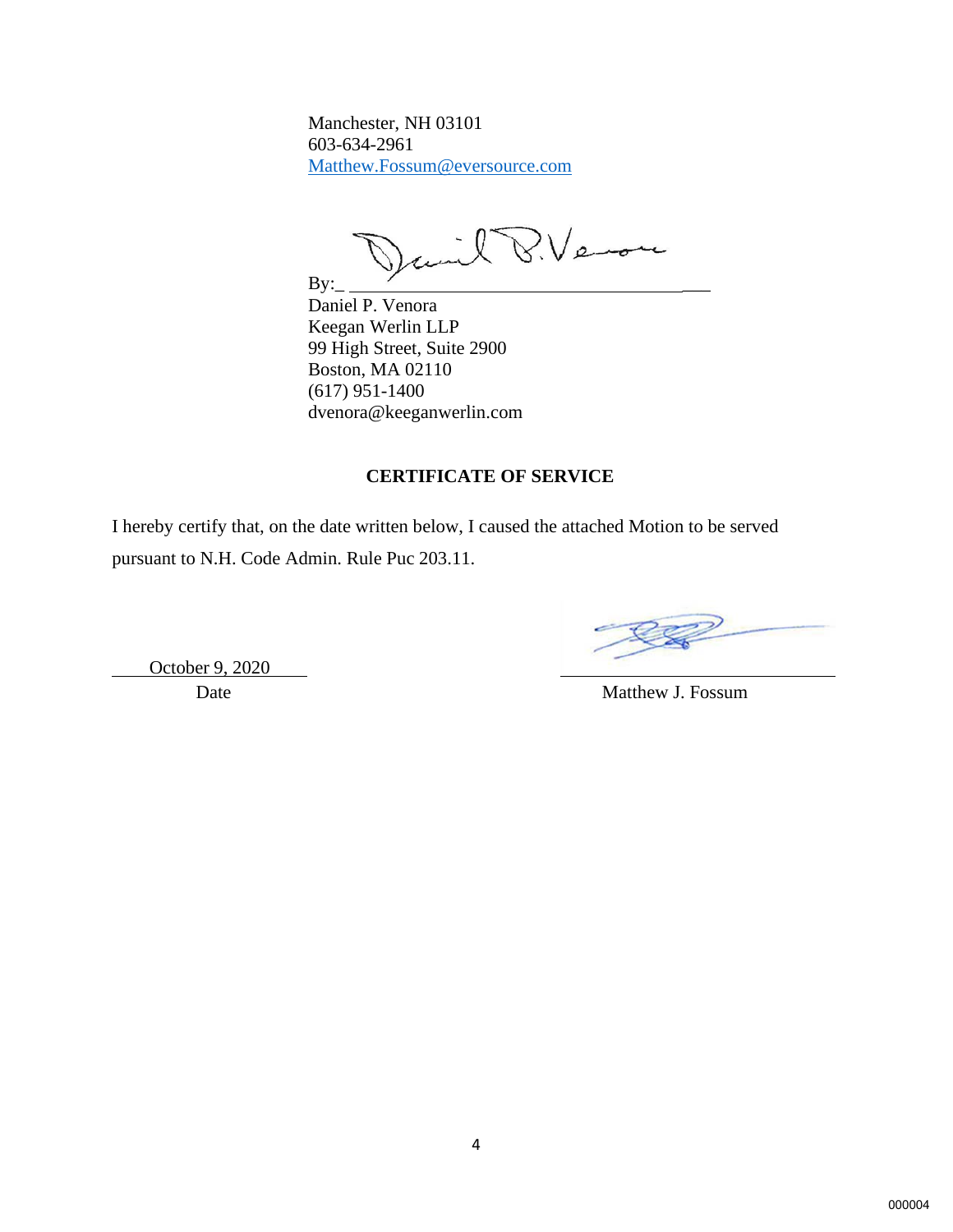Manchester, NH 03101
603-634-2961
Matthew.Fossum@eversource.com

By:_ ____________________________________

Daniel P. Venora
Keegan Werlin LLP
99 High Street, Suite 2900
Boston, MA 02110
(617) 951-1400
dvenora@keeganwerlin.com

## CERTIFICATE OF SERVICE

I hereby certify that, on the date written below, I caused the attached Motion to be served pursuant to N.H. Code Admin. Rule Puc 203.11.

October 9, 2020
Date

____________________________________
Matthew J. Fossum

000004